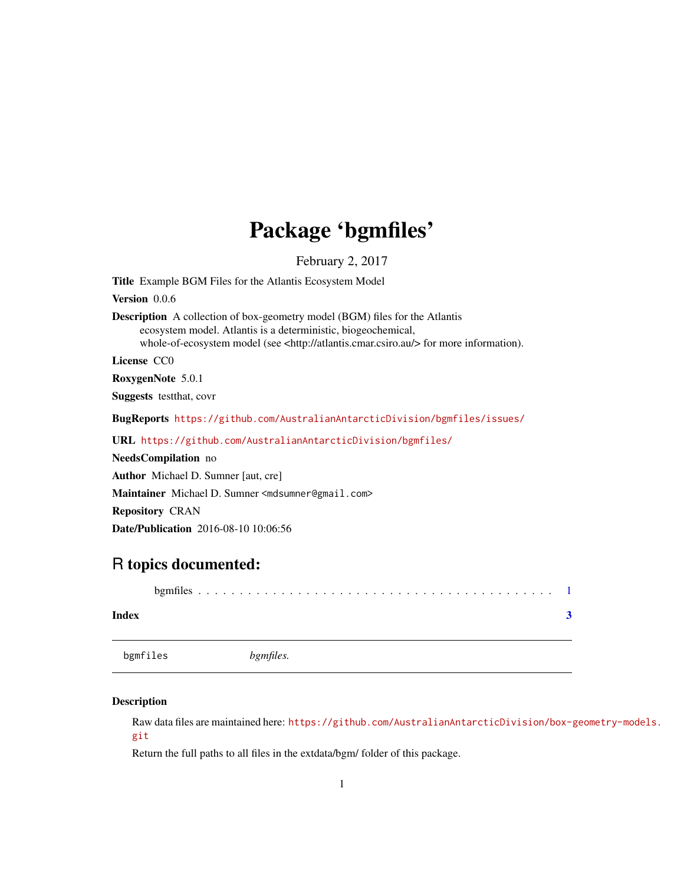# Package 'bgmfiles'

February 2, 2017

**Title** Example BGM Files for the Atlantis Ecosystem Model

**Version** 0.0.6

**Description** A collection of box-geometry model (BGM) files for the Atlantis ecosystem model. Atlantis is a deterministic, biogeochemical, whole-of-ecosystem model (see <http://atlantis.cmar.csiro.au/> for more information).

**License** CC0

**RoxygenNote** 5.0.1

**Suggests** testthat, covr

**BugReports** https://github.com/AustralianAntarcticDivision/bgmfiles/issues/

**URL** https://github.com/AustralianAntarcticDivision/bgmfiles/

**NeedsCompilation** no

**Author** Michael D. Sumner [aut, cre]

**Maintainer** Michael D. Sumner <mdsumner@gmail.com>

**Repository** CRAN

**Date/Publication** 2016-08-10 10:06:56

## R topics documented:

bgmfiles . . . . . . . . . . . . . . . . . . . . . . . . . . . . . . . . . . . . . . . . . . . . . 1

**Index** **3**

---

`bgmfiles` *bgmfiles.*

---

### Description

Raw data files are maintained here: https://github.com/AustralianAntarcticDivision/box-geometry-models.git

Return the full paths to all files in the extdata/bgm/ folder of this package.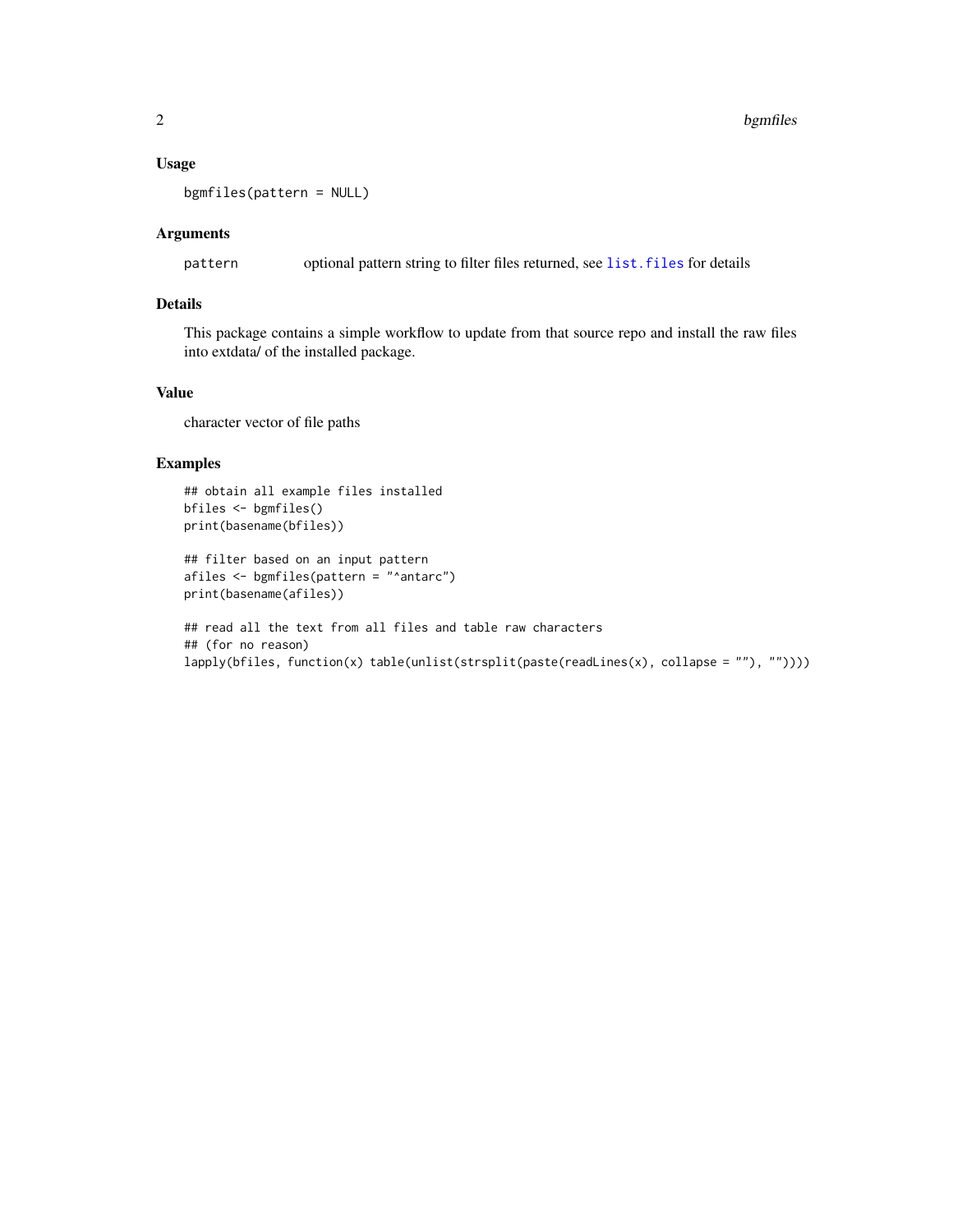### Usage

```
bgmfiles(pattern = NULL)
```

### Arguments

| | |
|---|---|
| pattern | optional pattern string to filter files returned, see list.files for details |

### Details

This package contains a simple workflow to update from that source repo and install the raw files into extdata/ of the installed package.

### Value

character vector of file paths

### Examples

```
## obtain all example files installed
bfiles <- bgmfiles()
print(basename(bfiles))

## filter based on an input pattern
afiles <- bgmfiles(pattern = "^antarc")
print(basename(afiles))

## read all the text from all files and table raw characters
## (for no reason)
lapply(bfiles, function(x) table(unlist(strsplit(paste(readLines(x), collapse = ""), ""))))
```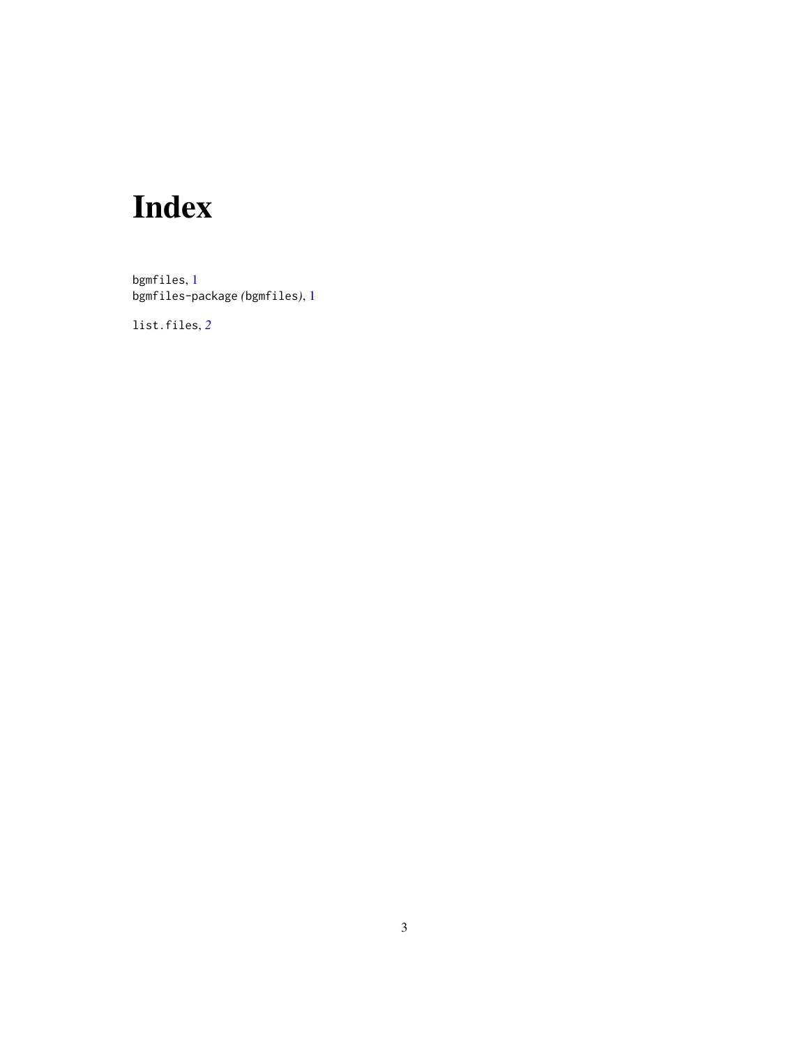# Index

bgmfiles, 1
bgmfiles-package *(*bgmfiles*)*, 1

list.files, *2*